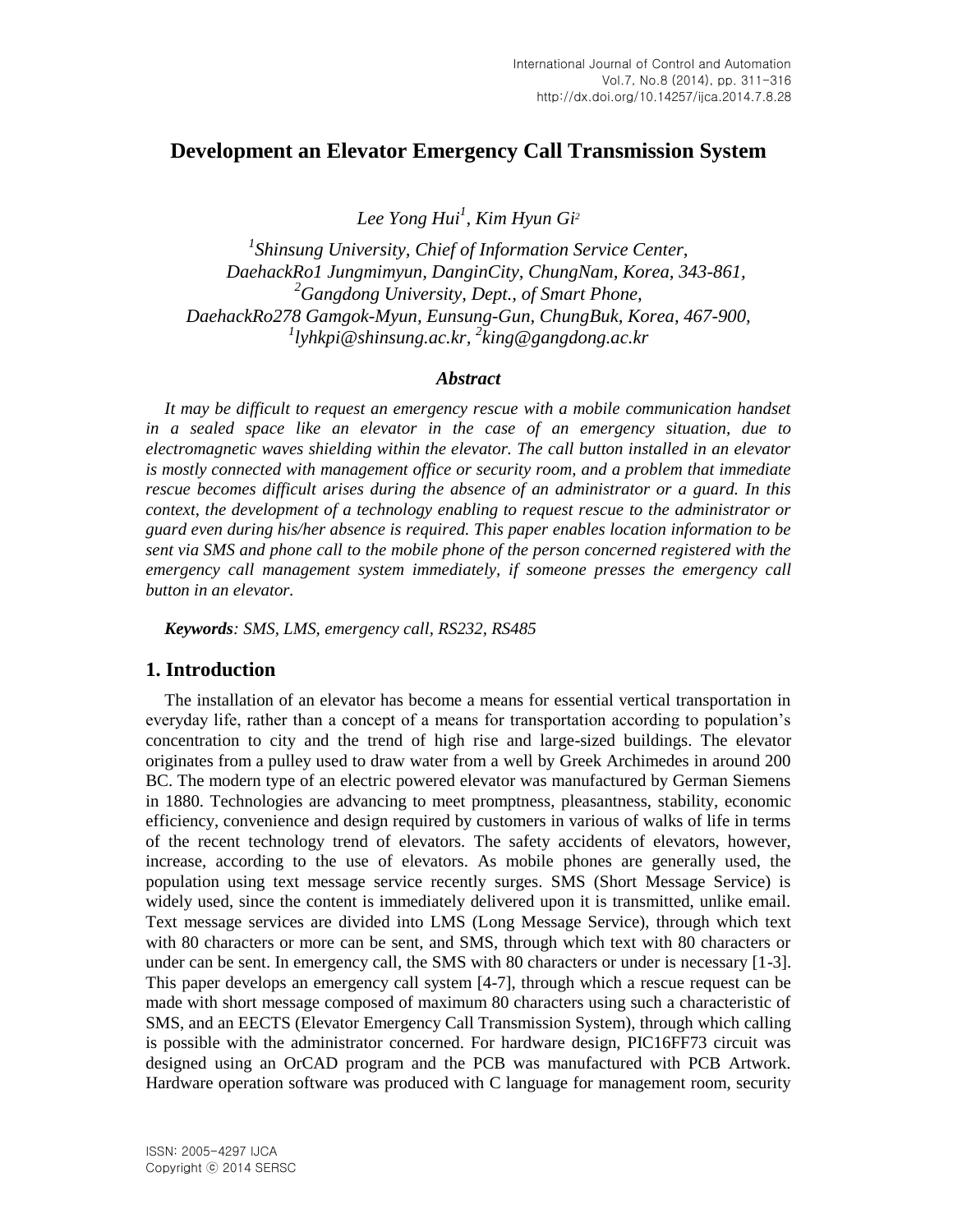# Development an Elevator Emergency Call Transmission System

*Lee Yong Hui[1], Kim Hyun Gi[2]*

*[1]Shinsung University, Chief of Information Service Center, DaehackRo1 Jungmimyun, DanginCity, ChungNam, Korea, 343-861,*
*[2]Gangdong University, Dept., of Smart Phone, DaehackRo278 Gamgok-Myun, Eunsung-Gun, ChungBuk, Korea, 467-900,*
*[1]lyhkpi@shinsung.ac.kr, [2]king@gangdong.ac.kr*

### Abstract

*It may be difficult to request an emergency rescue with a mobile communication handset in a sealed space like an elevator in the case of an emergency situation, due to electromagnetic waves shielding within the elevator. The call button installed in an elevator is mostly connected with management office or security room, and a problem that immediate rescue becomes difficult arises during the absence of an administrator or a guard. In this context, the development of a technology enabling to request rescue to the administrator or guard even during his/her absence is required. This paper enables location information to be sent via SMS and phone call to the mobile phone of the person concerned registered with the emergency call management system immediately, if someone presses the emergency call button in an elevator.*

***Keywords**: SMS, LMS, emergency call, RS232, RS485*

## 1. Introduction

The installation of an elevator has become a means for essential vertical transportation in everyday life, rather than a concept of a means for transportation according to population's concentration to city and the trend of high rise and large-sized buildings. The elevator originates from a pulley used to draw water from a well by Greek Archimedes in around 200 BC. The modern type of an electric powered elevator was manufactured by German Siemens in 1880. Technologies are advancing to meet promptness, pleasantness, stability, economic efficiency, convenience and design required by customers in various of walks of life in terms of the recent technology trend of elevators. The safety accidents of elevators, however, increase, according to the use of elevators. As mobile phones are generally used, the population using text message service recently surges. SMS (Short Message Service) is widely used, since the content is immediately delivered upon it is transmitted, unlike email. Text message services are divided into LMS (Long Message Service), through which text with 80 characters or more can be sent, and SMS, through which text with 80 characters or under can be sent. In emergency call, the SMS with 80 characters or under is necessary [1-3]. This paper develops an emergency call system [4-7], through which a rescue request can be made with short message composed of maximum 80 characters using such a characteristic of SMS, and an EECTS (Elevator Emergency Call Transmission System), through which calling is possible with the administrator concerned. For hardware design, PIC16FF73 circuit was designed using an OrCAD program and the PCB was manufactured with PCB Artwork. Hardware operation software was produced with C language for management room, security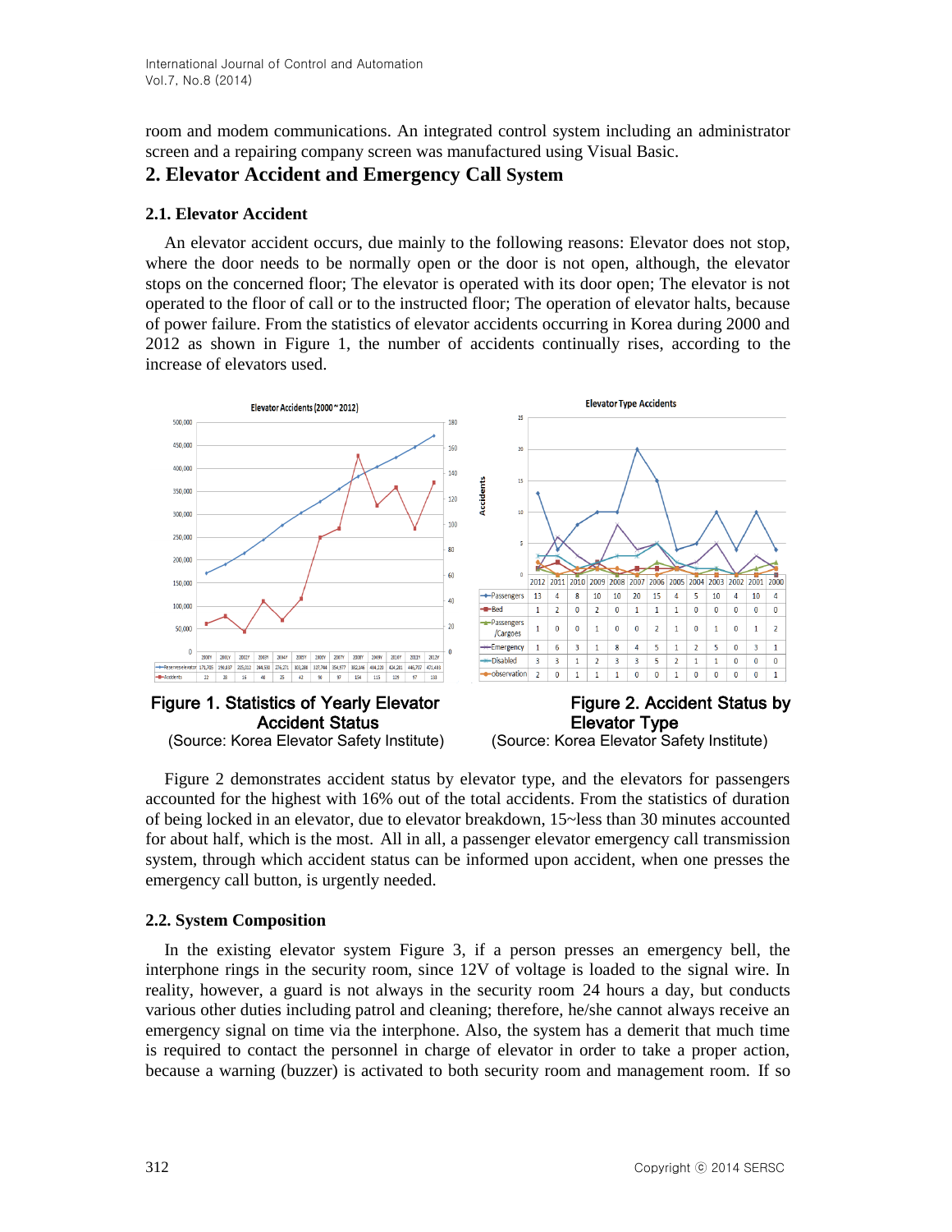room and modem communications. An integrated control system including an administrator screen and a repairing company screen was manufactured using Visual Basic.

## 2. Elevator Accident and Emergency Call System

### 2.1. Elevator Accident

An elevator accident occurs, due mainly to the following reasons: Elevator does not stop, where the door needs to be normally open or the door is not open, although, the elevator stops on the concerned floor; The elevator is operated with its door open; The elevator is not operated to the floor of call or to the instructed floor; The operation of elevator halts, because of power failure. From the statistics of elevator accidents occurring in Korea during 2000 and 2012 as shown in Figure 1, the number of accidents continually rises, according to the increase of elevators used.

**Figure 1. Statistics of Yearly Elevator Accident Status**
(Source: Korea Elevator Safety Institute)

| Elevator Type | 2012 | 2011 | 2010 | 2009 | 2008 | 2007 | 2006 | 2005 | 2004 | 2003 | 2002 | 2001 | 2000 |
|---|---|---|---|---|---|---|---|---|---|---|---|---|---|
| Passengers | 13 | 4 | 8 | 10 | 10 | 20 | 15 | 4 | 5 | 10 | 4 | 10 | 4 |
| Bed | 1 | 2 | 0 | 2 | 0 | 1 | 1 | 1 | 0 | 0 | 0 | 0 | 0 |
| Passengers /Cargoes | 1 | 0 | 0 | 1 | 0 | 0 | 2 | 1 | 0 | 1 | 0 | 1 | 2 |
| Emergency | 1 | 6 | 3 | 1 | 8 | 4 | 5 | 1 | 2 | 5 | 0 | 3 | 1 |
| Disabled | 3 | 3 | 1 | 2 | 3 | 3 | 5 | 2 | 1 | 1 | 0 | 0 | 0 |
| observation | 2 | 0 | 1 | 1 | 1 | 0 | 0 | 1 | 0 | 0 | 0 | 0 | 1 |

**Figure 2. Accident Status by Elevator Type**
(Source: Korea Elevator Safety Institute)

Figure 2 demonstrates accident status by elevator type, and the elevators for passengers accounted for the highest with 16% out of the total accidents. From the statistics of duration of being locked in an elevator, due to elevator breakdown, 15~less than 30 minutes accounted for about half, which is the most. All in all, a passenger elevator emergency call transmission system, through which accident status can be informed upon accident, when one presses the emergency call button, is urgently needed.

### 2.2. System Composition

In the existing elevator system Figure 3, if a person presses an emergency bell, the interphone rings in the security room, since 12V of voltage is loaded to the signal wire. In reality, however, a guard is not always in the security room 24 hours a day, but conducts various other duties including patrol and cleaning; therefore, he/she cannot always receive an emergency signal on time via the interphone. Also, the system has a demerit that much time is required to contact the personnel in charge of elevator in order to take a proper action, because a warning (buzzer) is activated to both security room and management room. If so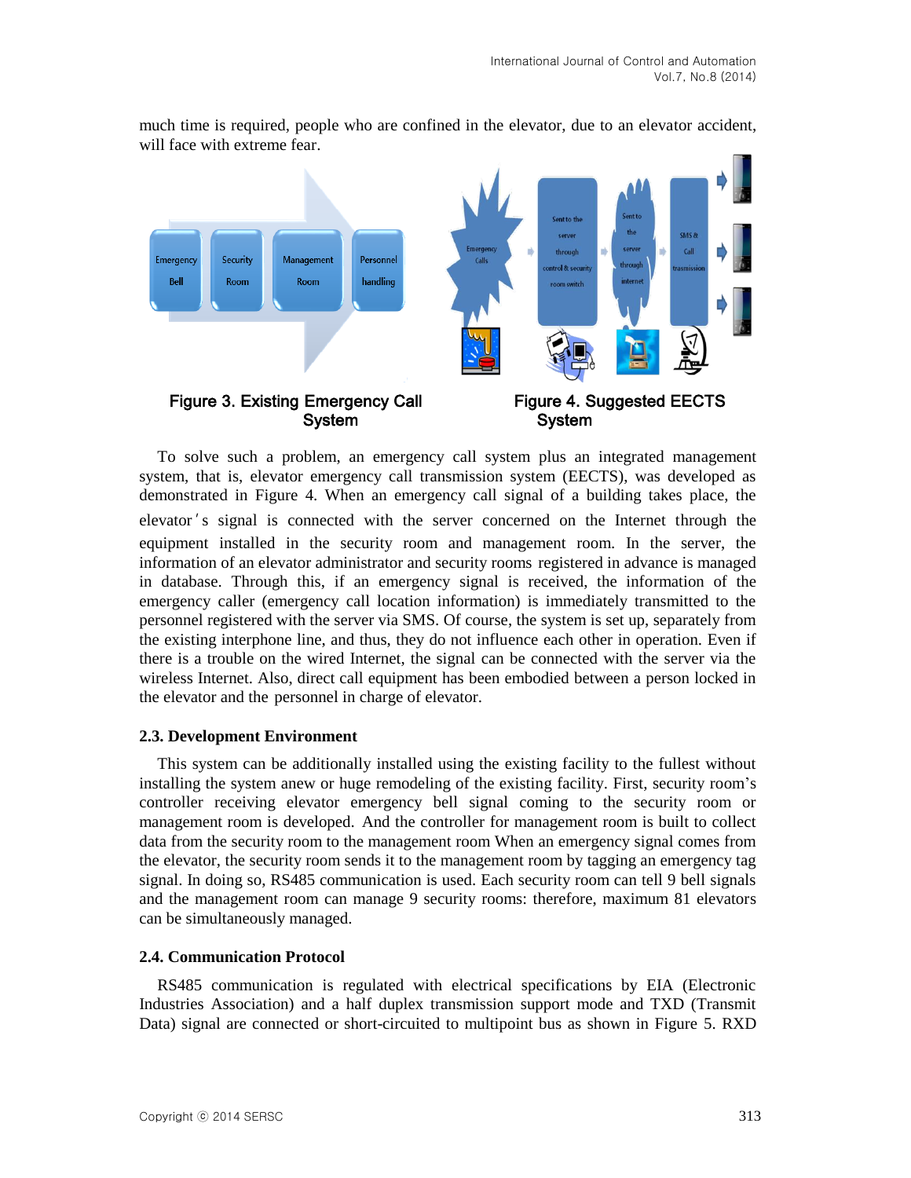much time is required, people who are confined in the elevator, due to an elevator accident, will face with extreme fear.

Figure 3. Existing Emergency Call System

Figure 4. Suggested EECTS System

To solve such a problem, an emergency call system plus an integrated management system, that is, elevator emergency call transmission system (EECTS), was developed as demonstrated in Figure 4. When an emergency call signal of a building takes place, the elevator's signal is connected with the server concerned on the Internet through the equipment installed in the security room and management room. In the server, the information of an elevator administrator and security rooms registered in advance is managed in database. Through this, if an emergency signal is received, the information of the emergency caller (emergency call location information) is immediately transmitted to the personnel registered with the server via SMS. Of course, the system is set up, separately from the existing interphone line, and thus, they do not influence each other in operation. Even if there is a trouble on the wired Internet, the signal can be connected with the server via the wireless Internet. Also, direct call equipment has been embodied between a person locked in the elevator and the personnel in charge of elevator.

### 2.3. Development Environment

This system can be additionally installed using the existing facility to the fullest without installing the system anew or huge remodeling of the existing facility. First, security room's controller receiving elevator emergency bell signal coming to the security room or management room is developed. And the controller for management room is built to collect data from the security room to the management room When an emergency signal comes from the elevator, the security room sends it to the management room by tagging an emergency tag signal. In doing so, RS485 communication is used. Each security room can tell 9 bell signals and the management room can manage 9 security rooms: therefore, maximum 81 elevators can be simultaneously managed.

### 2.4. Communication Protocol

RS485 communication is regulated with electrical specifications by EIA (Electronic Industries Association) and a half duplex transmission support mode and TXD (Transmit Data) signal are connected or short-circuited to multipoint bus as shown in Figure 5. RXD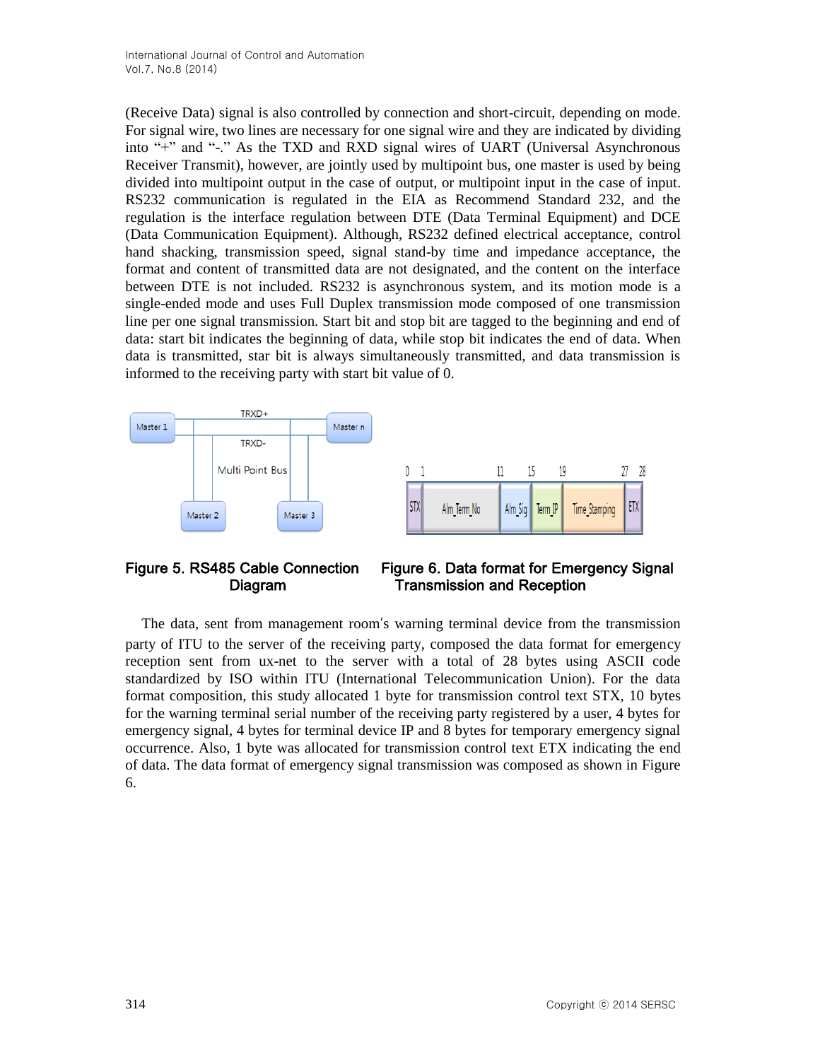(Receive Data) signal is also controlled by connection and short-circuit, depending on mode. For signal wire, two lines are necessary for one signal wire and they are indicated by dividing into "+" and "-." As the TXD and RXD signal wires of UART (Universal Asynchronous Receiver Transmit), however, are jointly used by multipoint bus, one master is used by being divided into multipoint output in the case of output, or multipoint input in the case of input. RS232 communication is regulated in the EIA as Recommend Standard 232, and the regulation is the interface regulation between DTE (Data Terminal Equipment) and DCE (Data Communication Equipment). Although, RS232 defined electrical acceptance, control hand shacking, transmission speed, signal stand-by time and impedance acceptance, the format and content of transmitted data are not designated, and the content on the interface between DTE is not included. RS232 is asynchronous system, and its motion mode is a single-ended mode and uses Full Duplex transmission mode composed of one transmission line per one signal transmission. Start bit and stop bit are tagged to the beginning and end of data: start bit indicates the beginning of data, while stop bit indicates the end of data. When data is transmitted, star bit is always simultaneously transmitted, and data transmission is informed to the receiving party with start bit value of 0.

**Figure 5. RS485 Cable Connection Diagram**

**Figure 6. Data format for Emergency Signal Transmission and Reception**

The data, sent from management room's warning terminal device from the transmission party of ITU to the server of the receiving party, composed the data format for emergency reception sent from ux-net to the server with a total of 28 bytes using ASCII code standardized by ISO within ITU (International Telecommunication Union). For the data format composition, this study allocated 1 byte for transmission control text STX, 10 bytes for the warning terminal serial number of the receiving party registered by a user, 4 bytes for emergency signal, 4 bytes for terminal device IP and 8 bytes for temporary emergency signal occurrence. Also, 1 byte was allocated for transmission control text ETX indicating the end of data. The data format of emergency signal transmission was composed as shown in Figure 6.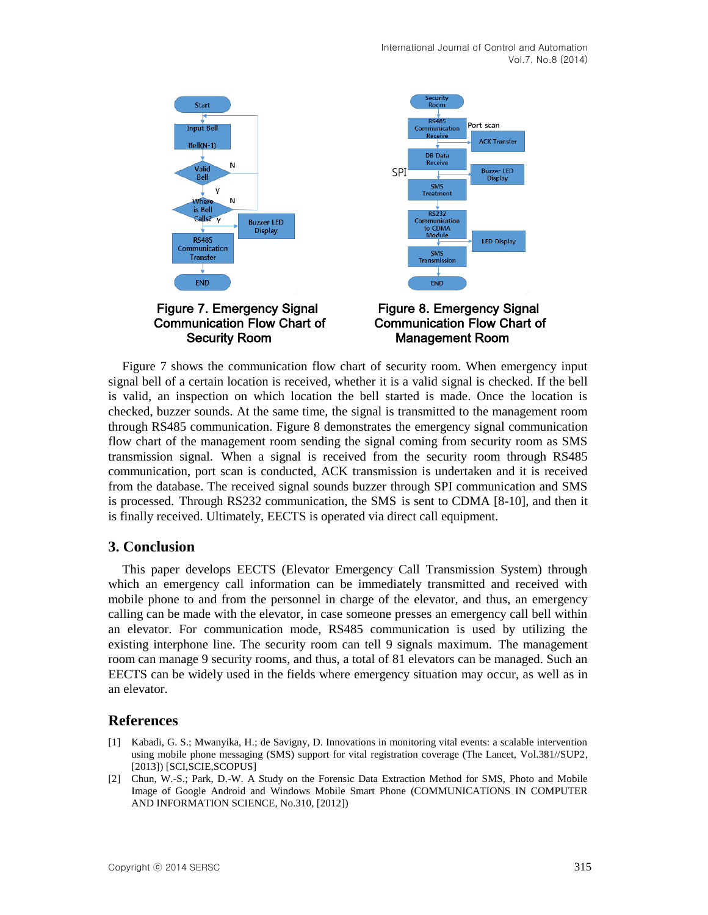Figure 7. Emergency Signal Communication Flow Chart of Security Room

Figure 8. Emergency Signal Communication Flow Chart of Management Room

Figure 7 shows the communication flow chart of security room. When emergency input signal bell of a certain location is received, whether it is a valid signal is checked. If the bell is valid, an inspection on which location the bell started is made. Once the location is checked, buzzer sounds. At the same time, the signal is transmitted to the management room through RS485 communication. Figure 8 demonstrates the emergency signal communication flow chart of the management room sending the signal coming from security room as SMS transmission signal. When a signal is received from the security room through RS485 communication, port scan is conducted, ACK transmission is undertaken and it is received from the database. The received signal sounds buzzer through SPI communication and SMS is processed. Through RS232 communication, the SMS is sent to CDMA [8-10], and then it is finally received. Ultimately, EECTS is operated via direct call equipment.

## 3. Conclusion

This paper develops EECTS (Elevator Emergency Call Transmission System) through which an emergency call information can be immediately transmitted and received with mobile phone to and from the personnel in charge of the elevator, and thus, an emergency calling can be made with the elevator, in case someone presses an emergency call bell within an elevator. For communication mode, RS485 communication is used by utilizing the existing interphone line. The security room can tell 9 signals maximum. The management room can manage 9 security rooms, and thus, a total of 81 elevators can be managed. Such an EECTS can be widely used in the fields where emergency situation may occur, as well as in an elevator.

## References

[1] Kabadi, G. S.; Mwanyika, H.; de Savigny, D. Innovations in monitoring vital events: a scalable intervention using mobile phone messaging (SMS) support for vital registration coverage (The Lancet, Vol.381//SUP2, [2013]) [SCI,SCIE,SCOPUS]

[2] Chun, W.-S.; Park, D.-W. A Study on the Forensic Data Extraction Method for SMS, Photo and Mobile Image of Google Android and Windows Mobile Smart Phone (COMMUNICATIONS IN COMPUTER AND INFORMATION SCIENCE, No.310, [2012])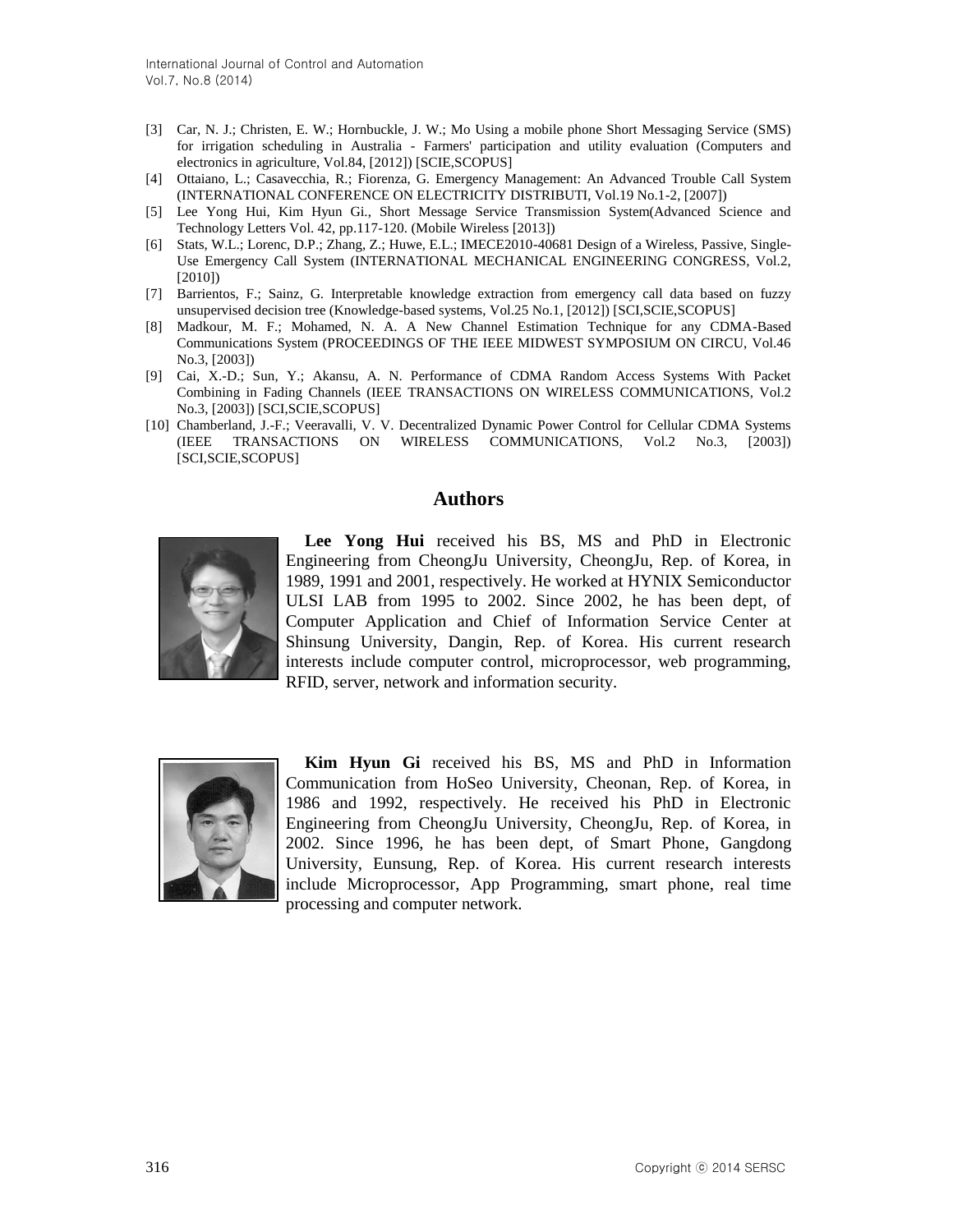[3] Car, N. J.; Christen, E. W.; Hornbuckle, J. W.; Mo Using a mobile phone Short Messaging Service (SMS) for irrigation scheduling in Australia - Farmers' participation and utility evaluation (Computers and electronics in agriculture, Vol.84, [2012]) [SCIE,SCOPUS]

[4] Ottaiano, L.; Casavecchia, R.; Fiorenza, G. Emergency Management: An Advanced Trouble Call System (INTERNATIONAL CONFERENCE ON ELECTRICITY DISTRIBUTI, Vol.19 No.1-2, [2007])

[5] Lee Yong Hui, Kim Hyun Gi., Short Message Service Transmission System(Advanced Science and Technology Letters Vol. 42, pp.117-120. (Mobile Wireless [2013])

[6] Stats, W.L.; Lorenc, D.P.; Zhang, Z.; Huwe, E.L.; IMECE2010-40681 Design of a Wireless, Passive, Single-Use Emergency Call System (INTERNATIONAL MECHANICAL ENGINEERING CONGRESS, Vol.2, [2010])

[7] Barrientos, F.; Sainz, G. Interpretable knowledge extraction from emergency call data based on fuzzy unsupervised decision tree (Knowledge-based systems, Vol.25 No.1, [2012]) [SCI,SCIE,SCOPUS]

[8] Madkour, M. F.; Mohamed, N. A. A New Channel Estimation Technique for any CDMA-Based Communications System (PROCEEDINGS OF THE IEEE MIDWEST SYMPOSIUM ON CIRCU, Vol.46 No.3, [2003])

[9] Cai, X.-D.; Sun, Y.; Akansu, A. N. Performance of CDMA Random Access Systems With Packet Combining in Fading Channels (IEEE TRANSACTIONS ON WIRELESS COMMUNICATIONS, Vol.2 No.3, [2003]) [SCI,SCIE,SCOPUS]

[10] Chamberland, J.-F.; Veeravalli, V. V. Decentralized Dynamic Power Control for Cellular CDMA Systems (IEEE TRANSACTIONS ON WIRELESS COMMUNICATIONS, Vol.2 No.3, [2003]) [SCI,SCIE,SCOPUS]

## Authors

**Lee Yong Hui** received his BS, MS and PhD in Electronic Engineering from CheongJu University, CheongJu, Rep. of Korea, in 1989, 1991 and 2001, respectively. He worked at HYNIX Semiconductor ULSI LAB from 1995 to 2002. Since 2002, he has been dept, of Computer Application and Chief of Information Service Center at Shinsung University, Dangin, Rep. of Korea. His current research interests include computer control, microprocessor, web programming, RFID, server, network and information security.

**Kim Hyun Gi** received his BS, MS and PhD in Information Communication from HoSeo University, Cheonan, Rep. of Korea, in 1986 and 1992, respectively. He received his PhD in Electronic Engineering from CheongJu University, CheongJu, Rep. of Korea, in 2002. Since 1996, he has been dept, of Smart Phone, Gangdong University, Eunsung, Rep. of Korea. His current research interests include Microprocessor, App Programming, smart phone, real time processing and computer network.